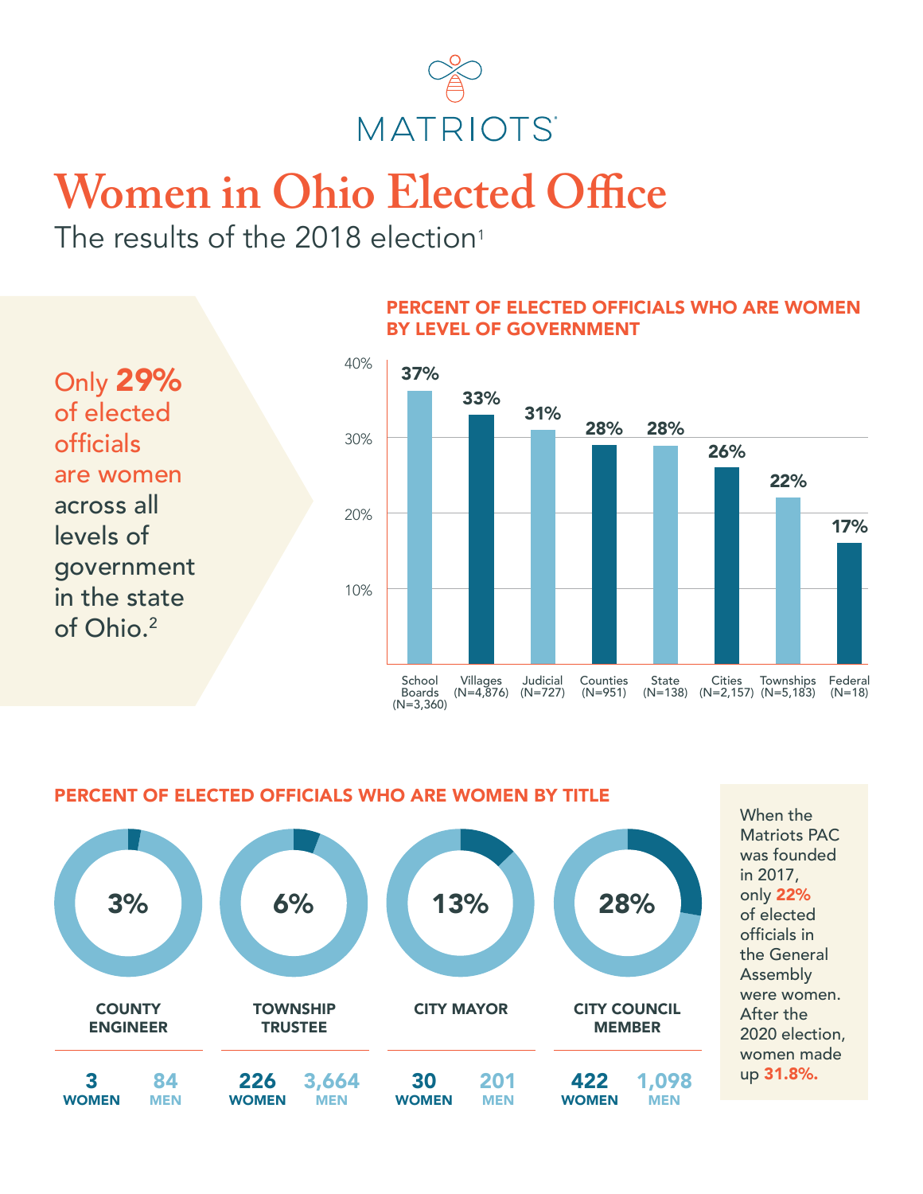MATRIOTS

# Women in Ohio Elected Office

The results of the 2018 election[1]

Only **29%** of elected officials are women across all levels of government in the state of Ohio.[2]

## PERCENT OF ELECTED OFFICIALS WHO ARE WOMEN BY LEVEL OF GOVERNMENT

| Level of Government | Percent Women |
|---|---|
| School Boards (N=3,360) | 37% |
| Villages (N=4,876) | 33% |
| Judicial (N=727) | 31% |
| Counties (N=951) | 28% |
| State (N=138) | 28% |
| Cities (N=2,157) | 26% |
| Townships (N=5,183) | 22% |
| Federal (N=18) | 17% |

## PERCENT OF ELECTED OFFICIALS WHO ARE WOMEN BY TITLE

| Title | Percent Women | Women | Men |
|---|---|---|---|
| COUNTY ENGINEER | 3% | 3 | 84 |
| TOWNSHIP TRUSTEE | 6% | 226 | 3,664 |
| CITY MAYOR | 13% | 30 | 201 |
| CITY COUNCIL MEMBER | 28% | 422 | 1,098 |

When the Matriots PAC was founded in 2017, only **22%** of elected officials in the General Assembly were women. After the 2020 election, women made up **31.8%.**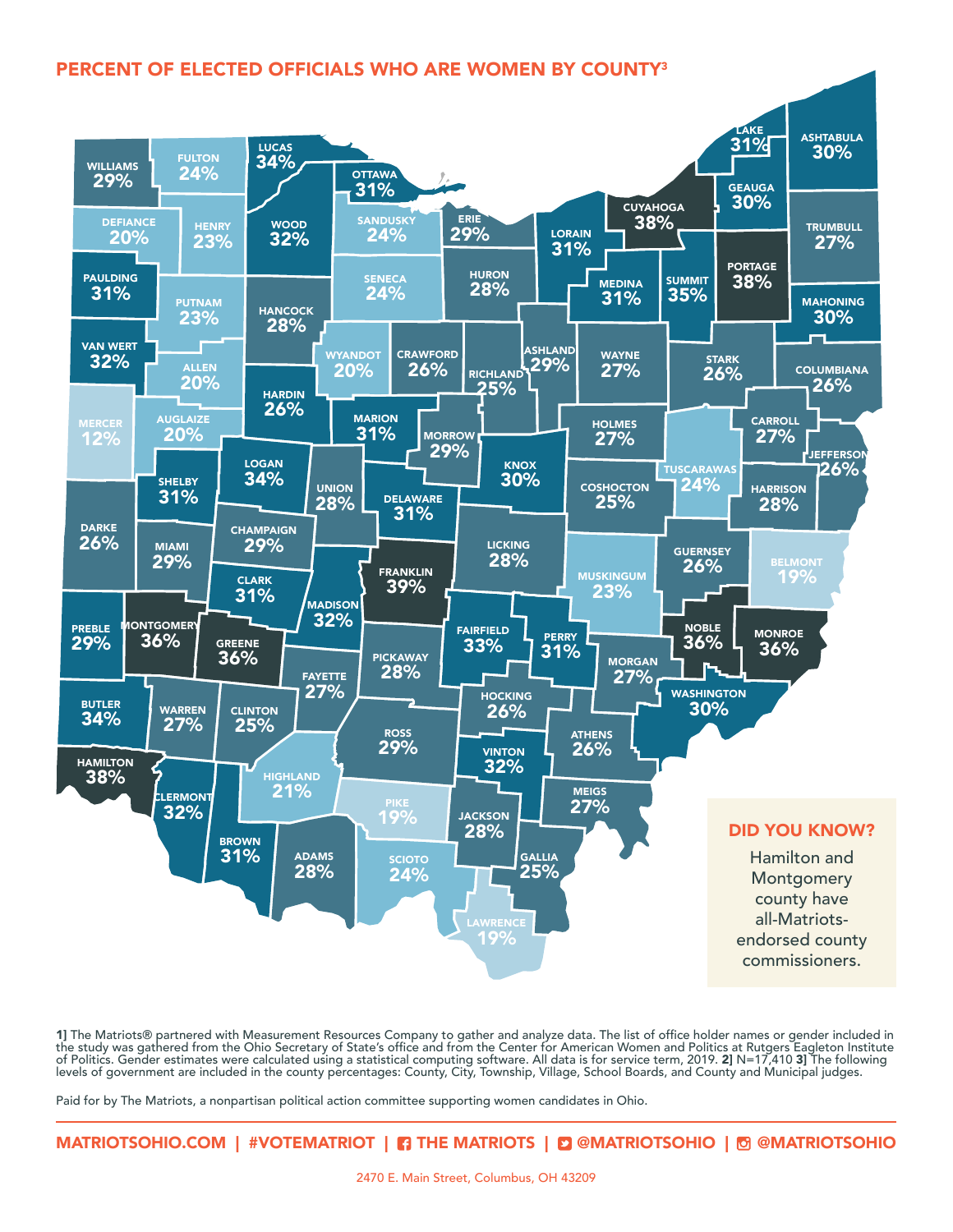## PERCENT OF ELECTED OFFICIALS WHO ARE WOMEN BY COUNTY[3]

WILLIAMS 29%
FULTON 24%
LUCAS 34%
OTTAWA 31%
LAKE 31%
ASHTABULA 30%
GEAUGA 30%
CUYAHOGA 38%
DEFIANCE 20%
HENRY 23%
WOOD 32%
SANDUSKY 24%
ERIE 29%
LORAIN 31%
TRUMBULL 27%
PAULDING 31%
PUTNAM 23%
HANCOCK 28%
SENECA 24%
HURON 28%
MEDINA 31%
SUMMIT 35%
PORTAGE 38%
MAHONING 30%
VAN WERT 32%
ALLEN 20%
WYANDOT 20%
CRAWFORD 26%
RICHLAND 25%
ASHLAND 29%
WAYNE 27%
STARK 26%
COLUMBIANA 26%
MERCER 12%
AUGLAIZE 20%
HARDIN 26%
MARION 31%
MORROW 29%
HOLMES 27%
TUSCARAWAS 24%
CARROLL 27%
JEFFERSON 26%
SHELBY 31%
LOGAN 34%
UNION 28%
DELAWARE 31%
KNOX 30%
COSHOCTON 25%
HARRISON 28%
DARKE 26%
MIAMI 29%
CHAMPAIGN 29%
LICKING 28%
GUERNSEY 26%
BELMONT 19%
CLARK 31%
FRANKLIN 39%
MUSKINGUM 23%
MADISON 32%
PREBLE 29%
MONTGOMERY 36%
GREENE 36%
FAIRFIELD 33%
PERRY 31%
NOBLE 36%
MONROE 36%
FAYETTE 27%
PICKAWAY 28%
MORGAN 27%
BUTLER 34%
WARREN 27%
CLINTON 25%
HOCKING 26%
WASHINGTON 30%
ROSS 29%
ATHENS 26%
HAMILTON 38%
VINTON 32%
CLERMONT 32%
HIGHLAND 21%
MEIGS 27%
PIKE 19%
JACKSON 28%
BROWN 31%
ADAMS 28%
SCIOTO 24%
GALLIA 25%
LAWRENCE 19%

### DID YOU KNOW?

Hamilton and Montgomery county have all-Matriots-endorsed county commissioners.

1] The Matriots® partnered with Measurement Resources Company to gather and analyze data. The list of office holder names or gender included in the study was gathered from the Ohio Secretary of State's office and from the Center for American Women and Politics at Rutgers Eagleton Institute of Politics. Gender estimates were calculated using a statistical computing software. All data is for service term, 2019. 2] N=17,410 3] The following levels of government are included in the county percentages: County, City, Township, Village, School Boards, and County and Municipal judges.

Paid for by The Matriots, a nonpartisan political action committee supporting women candidates in Ohio.

MATRIOTSOHIO.COM | #VOTEMATRIOT | THE MATRIOTS | @MATRIOTSOHIO | @MATRIOTSOHIO

2470 E. Main Street, Columbus, OH 43209